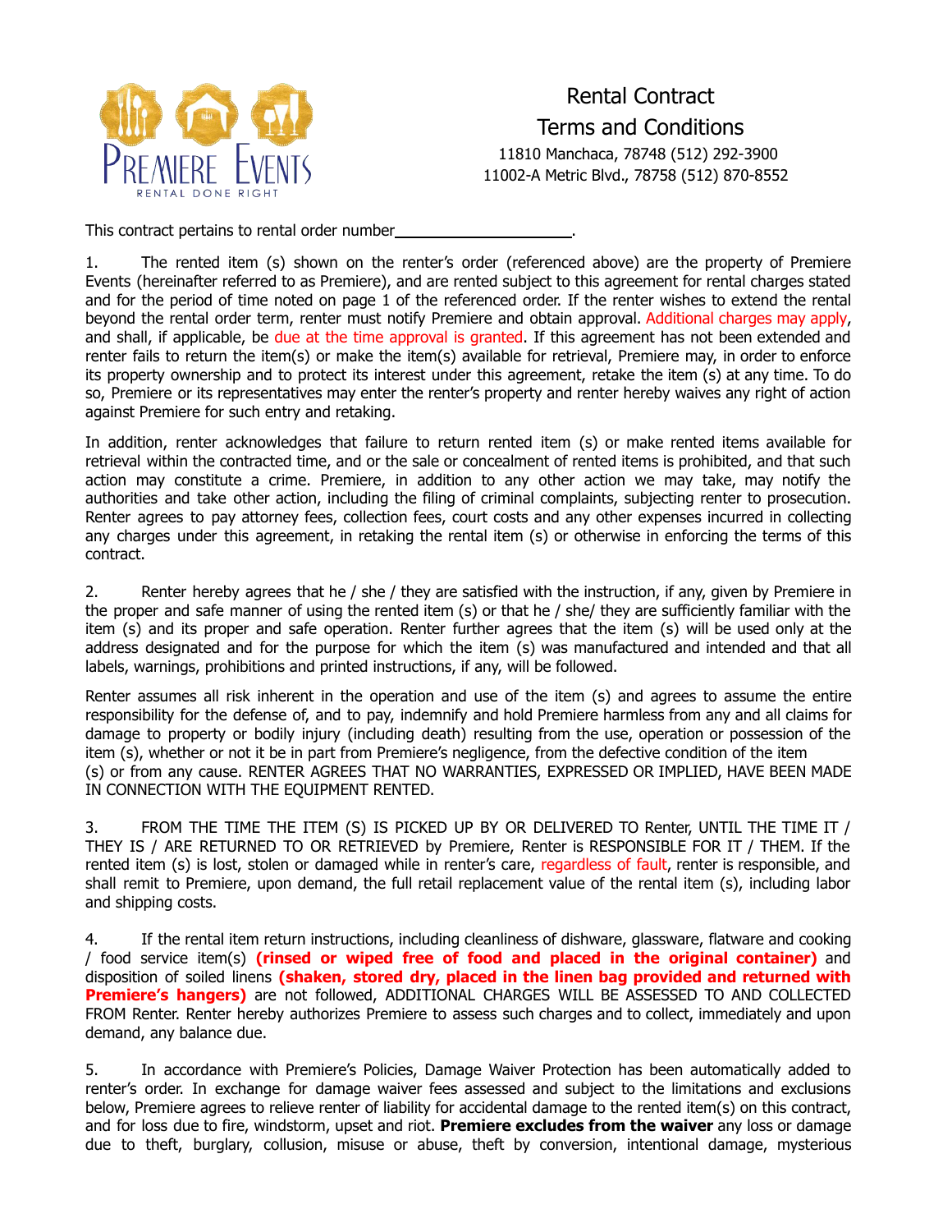PREMIERE EVENTS
RENTAL DONE RIGHT

# Rental Contract
## Terms and Conditions

11810 Manchaca, 78748 (512) 292-3900
11002-A Metric Blvd., 78758 (512) 870-8552

This contract pertains to rental order number____________________.

1. The rented item (s) shown on the renter's order (referenced above) are the property of Premiere Events (hereinafter referred to as Premiere), and are rented subject to this agreement for rental charges stated and for the period of time noted on page 1 of the referenced order. If the renter wishes to extend the rental beyond the rental order term, renter must notify Premiere and obtain approval. Additional charges may apply, and shall, if applicable, be due at the time approval is granted. If this agreement has not been extended and renter fails to return the item(s) or make the item(s) available for retrieval, Premiere may, in order to enforce its property ownership and to protect its interest under this agreement, retake the item (s) at any time. To do so, Premiere or its representatives may enter the renter's property and renter hereby waives any right of action against Premiere for such entry and retaking.

In addition, renter acknowledges that failure to return rented item (s) or make rented items available for retrieval within the contracted time, and or the sale or concealment of rented items is prohibited, and that such action may constitute a crime. Premiere, in addition to any other action we may take, may notify the authorities and take other action, including the filing of criminal complaints, subjecting renter to prosecution. Renter agrees to pay attorney fees, collection fees, court costs and any other expenses incurred in collecting any charges under this agreement, in retaking the rental item (s) or otherwise in enforcing the terms of this contract.

2. Renter hereby agrees that he / she / they are satisfied with the instruction, if any, given by Premiere in the proper and safe manner of using the rented item (s) or that he / she/ they are sufficiently familiar with the item (s) and its proper and safe operation. Renter further agrees that the item (s) will be used only at the address designated and for the purpose for which the item (s) was manufactured and intended and that all labels, warnings, prohibitions and printed instructions, if any, will be followed.

Renter assumes all risk inherent in the operation and use of the item (s) and agrees to assume the entire responsibility for the defense of, and to pay, indemnify and hold Premiere harmless from any and all claims for damage to property or bodily injury (including death) resulting from the use, operation or possession of the item (s), whether or not it be in part from Premiere's negligence, from the defective condition of the item (s) or from any cause. RENTER AGREES THAT NO WARRANTIES, EXPRESSED OR IMPLIED, HAVE BEEN MADE IN CONNECTION WITH THE EQUIPMENT RENTED.

3. FROM THE TIME THE ITEM (S) IS PICKED UP BY OR DELIVERED TO Renter, UNTIL THE TIME IT / THEY IS / ARE RETURNED TO OR RETRIEVED by Premiere, Renter is RESPONSIBLE FOR IT / THEM. If the rented item (s) is lost, stolen or damaged while in renter's care, regardless of fault, renter is responsible, and shall remit to Premiere, upon demand, the full retail replacement value of the rental item (s), including labor and shipping costs.

4. If the rental item return instructions, including cleanliness of dishware, glassware, flatware and cooking / food service item(s) **(rinsed or wiped free of food and placed in the original container)** and disposition of soiled linens **(shaken, stored dry, placed in the linen bag provided and returned with Premiere's hangers)** are not followed, ADDITIONAL CHARGES WILL BE ASSESSED TO AND COLLECTED FROM Renter. Renter hereby authorizes Premiere to assess such charges and to collect, immediately and upon demand, any balance due.

5. In accordance with Premiere's Policies, Damage Waiver Protection has been automatically added to renter's order. In exchange for damage waiver fees assessed and subject to the limitations and exclusions below, Premiere agrees to relieve renter of liability for accidental damage to the rented item(s) on this contract, and for loss due to fire, windstorm, upset and riot. **Premiere excludes from the waiver** any loss or damage due to theft, burglary, collusion, misuse or abuse, theft by conversion, intentional damage, mysterious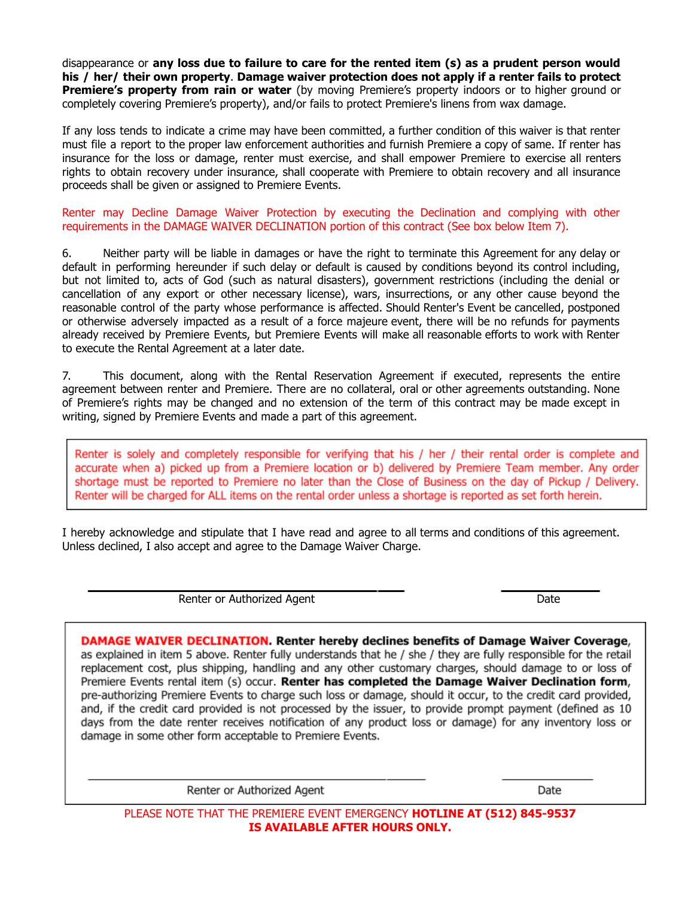disappearance or **any loss due to failure to care for the rented item (s) as a prudent person would his / her/ their own property**. **Damage waiver protection does not apply if a renter fails to protect Premiere's property from rain or water** (by moving Premiere's property indoors or to higher ground or completely covering Premiere's property), and/or fails to protect Premiere's linens from wax damage.

If any loss tends to indicate a crime may have been committed, a further condition of this waiver is that renter must file a report to the proper law enforcement authorities and furnish Premiere a copy of same. If renter has insurance for the loss or damage, renter must exercise, and shall empower Premiere to exercise all renters rights to obtain recovery under insurance, shall cooperate with Premiere to obtain recovery and all insurance proceeds shall be given or assigned to Premiere Events.

Renter may Decline Damage Waiver Protection by executing the Declination and complying with other requirements in the DAMAGE WAIVER DECLINATION portion of this contract (See box below Item 7).

6. Neither party will be liable in damages or have the right to terminate this Agreement for any delay or default in performing hereunder if such delay or default is caused by conditions beyond its control including, but not limited to, acts of God (such as natural disasters), government restrictions (including the denial or cancellation of any export or other necessary license), wars, insurrections, or any other cause beyond the reasonable control of the party whose performance is affected. Should Renter's Event be cancelled, postponed or otherwise adversely impacted as a result of a force majeure event, there will be no refunds for payments already received by Premiere Events, but Premiere Events will make all reasonable efforts to work with Renter to execute the Rental Agreement at a later date.

7. This document, along with the Rental Reservation Agreement if executed, represents the entire agreement between renter and Premiere. There are no collateral, oral or other agreements outstanding. None of Premiere's rights may be changed and no extension of the term of this contract may be made except in writing, signed by Premiere Events and made a part of this agreement.

Renter is solely and completely responsible for verifying that his / her / their rental order is complete and accurate when a) picked up from a Premiere location or b) delivered by Premiere Team member. Any order shortage must be reported to Premiere no later than the Close of Business on the day of Pickup / Delivery. Renter will be charged for ALL items on the rental order unless a shortage is reported as set forth herein.

I hereby acknowledge and stipulate that I have read and agree to all terms and conditions of this agreement. Unless declined, I also accept and agree to the Damage Waiver Charge.

______________________________________________ Renter or Authorized Agent

______________ Date

**DAMAGE WAIVER DECLINATION. Renter hereby declines benefits of Damage Waiver Coverage**, as explained in item 5 above. Renter fully understands that he / she / they are fully responsible for the retail replacement cost, plus shipping, handling and any other customary charges, should damage to or loss of Premiere Events rental item (s) occur. **Renter has completed the Damage Waiver Declination form**, pre-authorizing Premiere Events to charge such loss or damage, should it occur, to the credit card provided, and, if the credit card provided is not processed by the issuer, to provide prompt payment (defined as 10 days from the date renter receives notification of any product loss or damage) for any inventory loss or damage in some other form acceptable to Premiere Events.

______________________________________________ Renter or Authorized Agent

______________ Date

PLEASE NOTE THAT THE PREMIERE EVENT EMERGENCY **HOTLINE AT (512) 845-9537**
**IS AVAILABLE AFTER HOURS ONLY.**